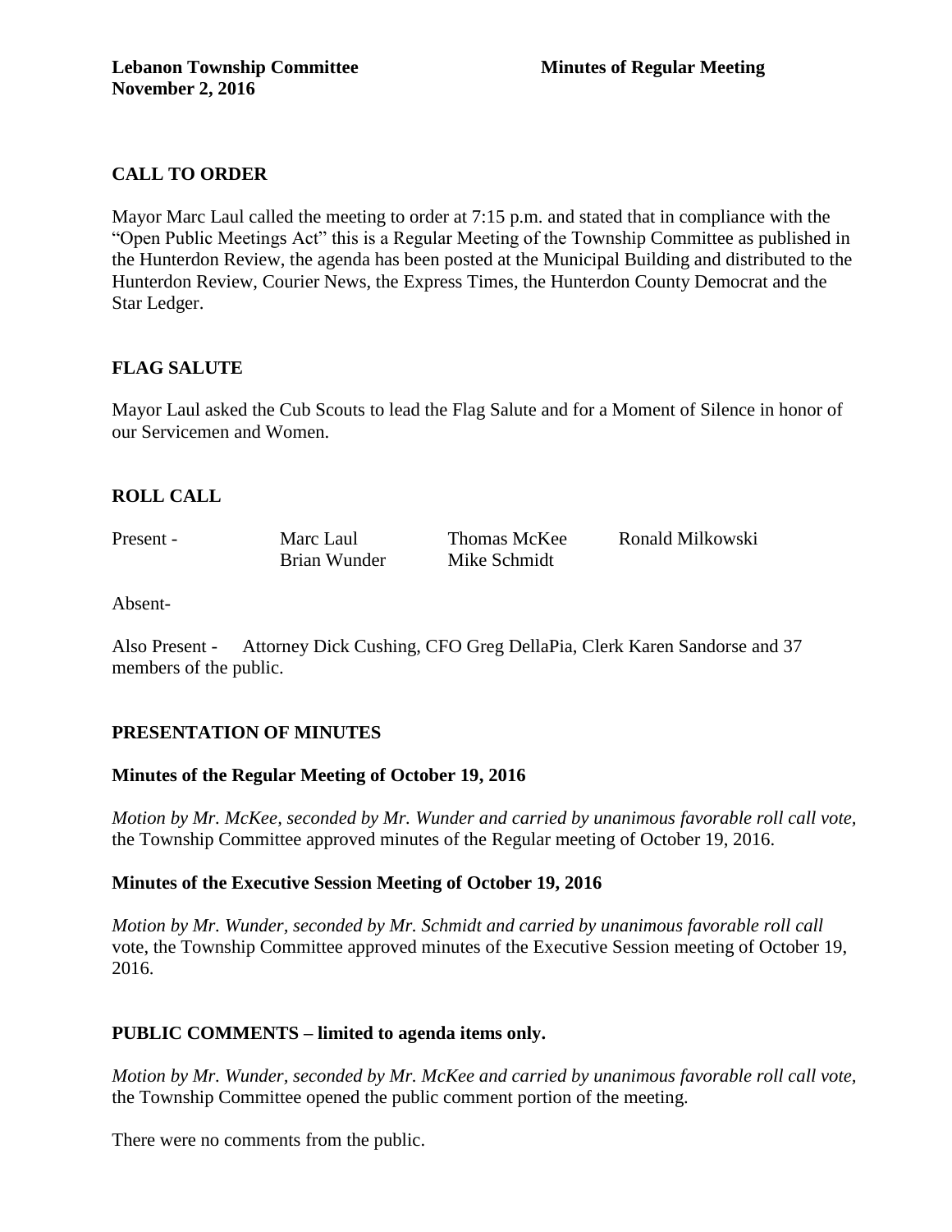**Lebanon Township Committee** **Minutes of Regular Meeting**
**November 2, 2016**

## CALL TO ORDER

Mayor Marc Laul called the meeting to order at 7:15 p.m. and stated that in compliance with the "Open Public Meetings Act" this is a Regular Meeting of the Township Committee as published in the Hunterdon Review, the agenda has been posted at the Municipal Building and distributed to the Hunterdon Review, Courier News, the Express Times, the Hunterdon County Democrat and the Star Ledger.

## FLAG SALUTE

Mayor Laul asked the Cub Scouts to lead the Flag Salute and for a Moment of Silence in honor of our Servicemen and Women.

## ROLL CALL

| Present - | Marc Laul | Thomas McKee | Ronald Milkowski |
|---|---|---|---|
| | Brian Wunder | Mike Schmidt | |

Absent-

Also Present - Attorney Dick Cushing, CFO Greg DellaPia, Clerk Karen Sandorse and 37 members of the public.

## PRESENTATION OF MINUTES

### Minutes of the Regular Meeting of October 19, 2016

*Motion by Mr. McKee, seconded by Mr. Wunder and carried by unanimous favorable roll call vote,* the Township Committee approved minutes of the Regular meeting of October 19, 2016.

### Minutes of the Executive Session Meeting of October 19, 2016

*Motion by Mr. Wunder, seconded by Mr. Schmidt and carried by unanimous favorable roll call* vote, the Township Committee approved minutes of the Executive Session meeting of October 19, 2016.

## PUBLIC COMMENTS – limited to agenda items only.

*Motion by Mr. Wunder, seconded by Mr. McKee and carried by unanimous favorable roll call vote,* the Township Committee opened the public comment portion of the meeting.

There were no comments from the public.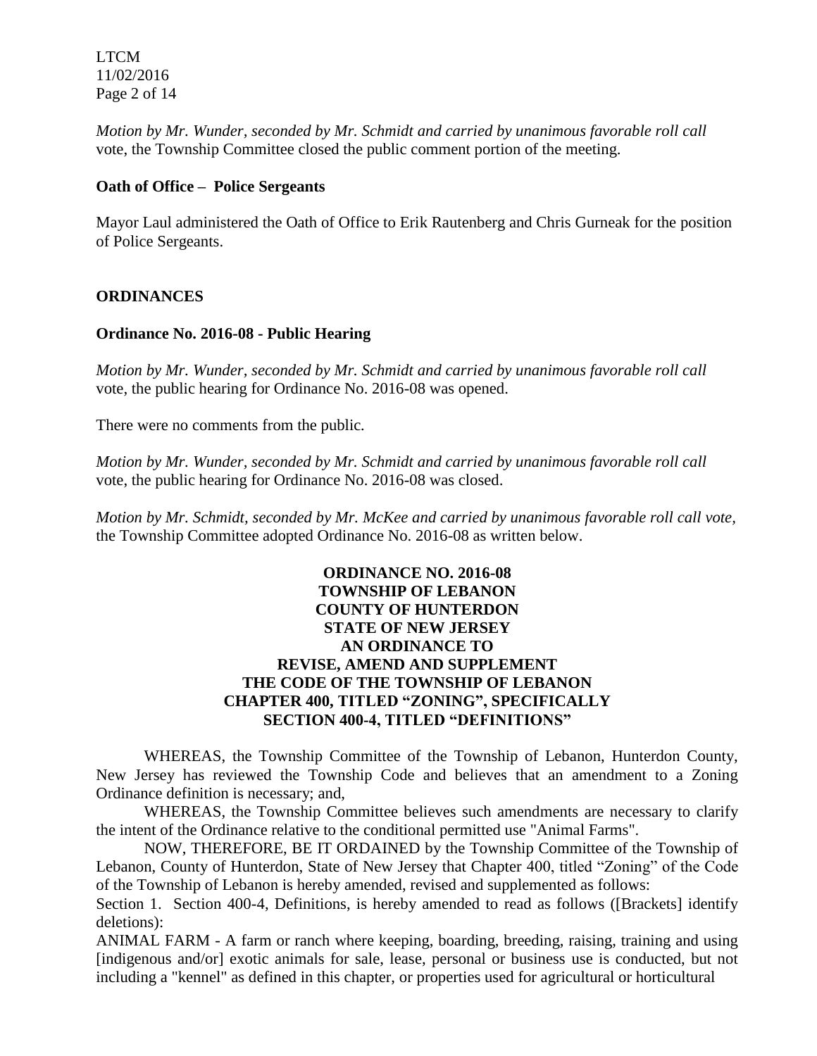*Motion by Mr. Wunder, seconded by Mr. Schmidt and carried by unanimous favorable roll call* vote, the Township Committee closed the public comment portion of the meeting.

**Oath of Office – Police Sergeants**

Mayor Laul administered the Oath of Office to Erik Rautenberg and Chris Gurneak for the position of Police Sergeants.

## ORDINANCES

**Ordinance No. 2016-08 - Public Hearing**

*Motion by Mr. Wunder, seconded by Mr. Schmidt and carried by unanimous favorable roll call* vote, the public hearing for Ordinance No. 2016-08 was opened.

There were no comments from the public.

*Motion by Mr. Wunder, seconded by Mr. Schmidt and carried by unanimous favorable roll call* vote, the public hearing for Ordinance No. 2016-08 was closed.

*Motion by Mr. Schmidt, seconded by Mr. McKee and carried by unanimous favorable roll call vote,* the Township Committee adopted Ordinance No. 2016-08 as written below.

**ORDINANCE NO. 2016-08**
**TOWNSHIP OF LEBANON**
**COUNTY OF HUNTERDON**
**STATE OF NEW JERSEY**
**AN ORDINANCE TO**
**REVISE, AMEND AND SUPPLEMENT**
**THE CODE OF THE TOWNSHIP OF LEBANON**
**CHAPTER 400, TITLED "ZONING", SPECIFICALLY**
**SECTION 400-4, TITLED "DEFINITIONS"**

WHEREAS, the Township Committee of the Township of Lebanon, Hunterdon County, New Jersey has reviewed the Township Code and believes that an amendment to a Zoning Ordinance definition is necessary; and,

WHEREAS, the Township Committee believes such amendments are necessary to clarify the intent of the Ordinance relative to the conditional permitted use "Animal Farms".

NOW, THEREFORE, BE IT ORDAINED by the Township Committee of the Township of Lebanon, County of Hunterdon, State of New Jersey that Chapter 400, titled "Zoning" of the Code of the Township of Lebanon is hereby amended, revised and supplemented as follows:

Section 1. Section 400-4, Definitions, is hereby amended to read as follows ([Brackets] identify deletions):

ANIMAL FARM - A farm or ranch where keeping, boarding, breeding, raising, training and using [indigenous and/or] exotic animals for sale, lease, personal or business use is conducted, but not including a "kennel" as defined in this chapter, or properties used for agricultural or horticultural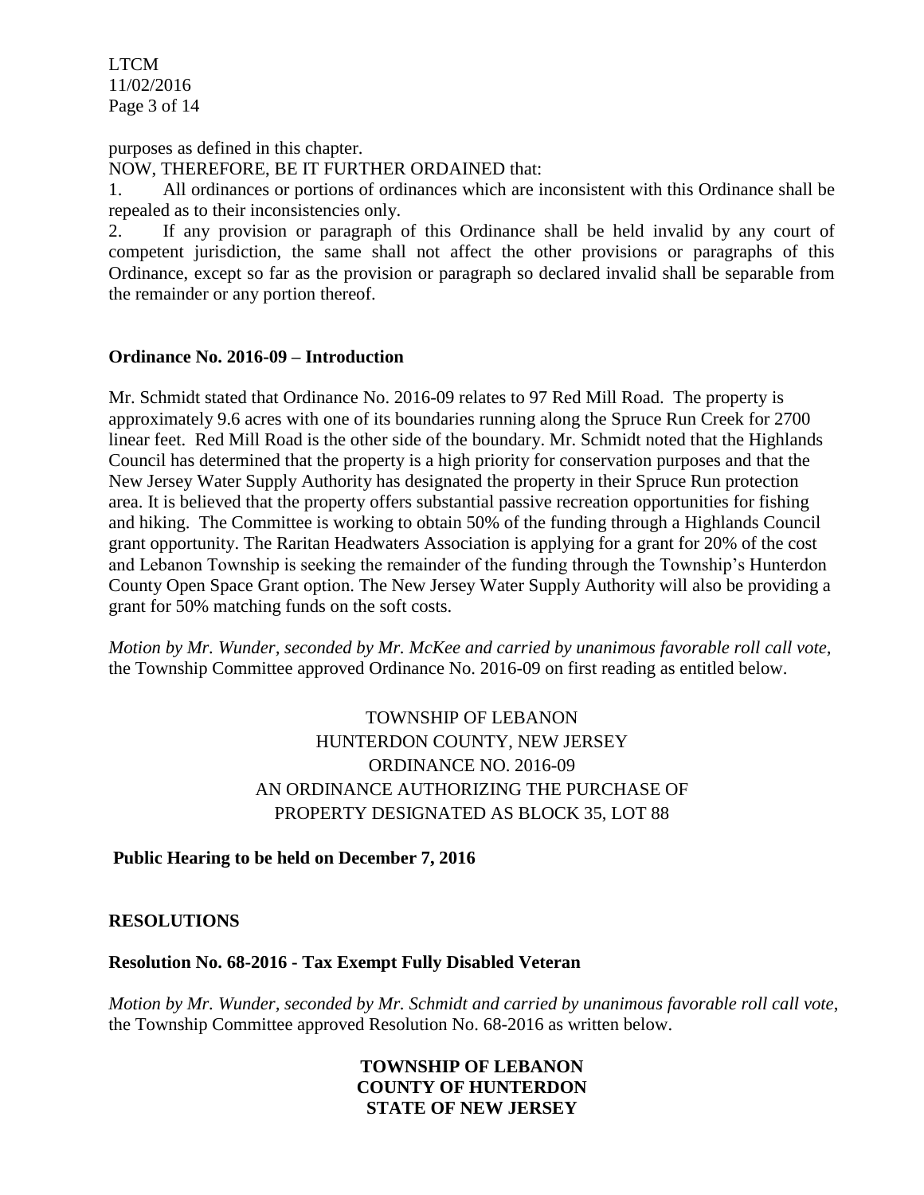purposes as defined in this chapter.

NOW, THEREFORE, BE IT FURTHER ORDAINED that:

1. All ordinances or portions of ordinances which are inconsistent with this Ordinance shall be repealed as to their inconsistencies only.
2. If any provision or paragraph of this Ordinance shall be held invalid by any court of competent jurisdiction, the same shall not affect the other provisions or paragraphs of this Ordinance, except so far as the provision or paragraph so declared invalid shall be separable from the remainder or any portion thereof.

**Ordinance No. 2016-09 – Introduction**

Mr. Schmidt stated that Ordinance No. 2016-09 relates to 97 Red Mill Road. The property is approximately 9.6 acres with one of its boundaries running along the Spruce Run Creek for 2700 linear feet. Red Mill Road is the other side of the boundary. Mr. Schmidt noted that the Highlands Council has determined that the property is a high priority for conservation purposes and that the New Jersey Water Supply Authority has designated the property in their Spruce Run protection area. It is believed that the property offers substantial passive recreation opportunities for fishing and hiking. The Committee is working to obtain 50% of the funding through a Highlands Council grant opportunity. The Raritan Headwaters Association is applying for a grant for 20% of the cost and Lebanon Township is seeking the remainder of the funding through the Township's Hunterdon County Open Space Grant option. The New Jersey Water Supply Authority will also be providing a grant for 50% matching funds on the soft costs.

*Motion by Mr. Wunder, seconded by Mr. McKee and carried by unanimous favorable roll call vote,* the Township Committee approved Ordinance No. 2016-09 on first reading as entitled below.

TOWNSHIP OF LEBANON
HUNTERDON COUNTY, NEW JERSEY
ORDINANCE NO. 2016-09
AN ORDINANCE AUTHORIZING THE PURCHASE OF
PROPERTY DESIGNATED AS BLOCK 35, LOT 88

**Public Hearing to be held on December 7, 2016**

**RESOLUTIONS**

**Resolution No. 68-2016 - Tax Exempt Fully Disabled Veteran**

*Motion by Mr. Wunder, seconded by Mr. Schmidt and carried by unanimous favorable roll call vote*, the Township Committee approved Resolution No. 68-2016 as written below.

**TOWNSHIP OF LEBANON**
**COUNTY OF HUNTERDON**
**STATE OF NEW JERSEY**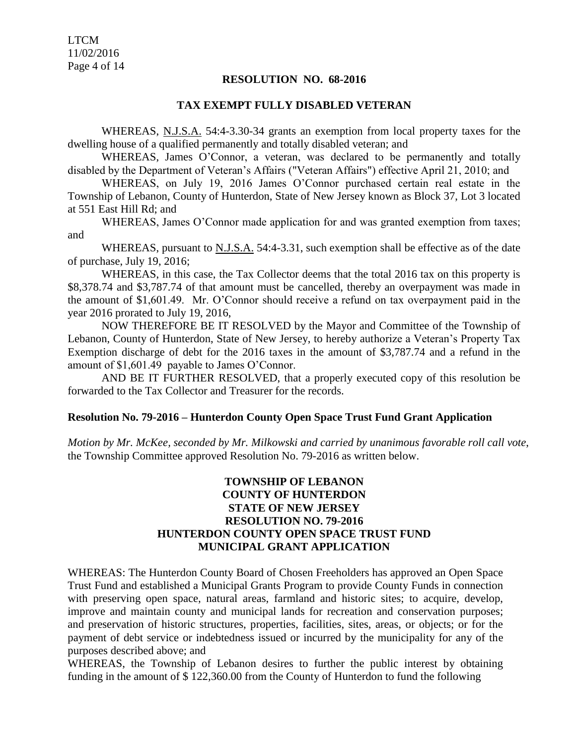## RESOLUTION NO. 68-2016

### TAX EXEMPT FULLY DISABLED VETERAN

WHEREAS, N.J.S.A. 54:4-3.30-34 grants an exemption from local property taxes for the dwelling house of a qualified permanently and totally disabled veteran; and

WHEREAS, James O'Connor, a veteran, was declared to be permanently and totally disabled by the Department of Veteran's Affairs ("Veteran Affairs") effective April 21, 2010; and

WHEREAS, on July 19, 2016 James O'Connor purchased certain real estate in the Township of Lebanon, County of Hunterdon, State of New Jersey known as Block 37, Lot 3 located at 551 East Hill Rd; and

WHEREAS, James O'Connor made application for and was granted exemption from taxes; and

WHEREAS, pursuant to N.J.S.A. 54:4-3.31, such exemption shall be effective as of the date of purchase, July 19, 2016;

WHEREAS, in this case, the Tax Collector deems that the total 2016 tax on this property is $8,378.74 and $3,787.74 of that amount must be cancelled, thereby an overpayment was made in the amount of $1,601.49. Mr. O'Connor should receive a refund on tax overpayment paid in the year 2016 prorated to July 19, 2016,

NOW THEREFORE BE IT RESOLVED by the Mayor and Committee of the Township of Lebanon, County of Hunterdon, State of New Jersey, to hereby authorize a Veteran's Property Tax Exemption discharge of debt for the 2016 taxes in the amount of $3,787.74 and a refund in the amount of $1,601.49 payable to James O'Connor.

AND BE IT FURTHER RESOLVED, that a properly executed copy of this resolution be forwarded to the Tax Collector and Treasurer for the records.

**Resolution No. 79-2016 – Hunterdon County Open Space Trust Fund Grant Application**

*Motion by Mr. McKee, seconded by Mr. Milkowski and carried by unanimous favorable roll call vote,* the Township Committee approved Resolution No. 79-2016 as written below.

**TOWNSHIP OF LEBANON**
**COUNTY OF HUNTERDON**
**STATE OF NEW JERSEY**
**RESOLUTION NO. 79-2016**
**HUNTERDON COUNTY OPEN SPACE TRUST FUND**
**MUNICIPAL GRANT APPLICATION**

WHEREAS: The Hunterdon County Board of Chosen Freeholders has approved an Open Space Trust Fund and established a Municipal Grants Program to provide County Funds in connection with preserving open space, natural areas, farmland and historic sites; to acquire, develop, improve and maintain county and municipal lands for recreation and conservation purposes; and preservation of historic structures, properties, facilities, sites, areas, or objects; or for the payment of debt service or indebtedness issued or incurred by the municipality for any of the purposes described above; and

WHEREAS, the Township of Lebanon desires to further the public interest by obtaining funding in the amount of $ 122,360.00 from the County of Hunterdon to fund the following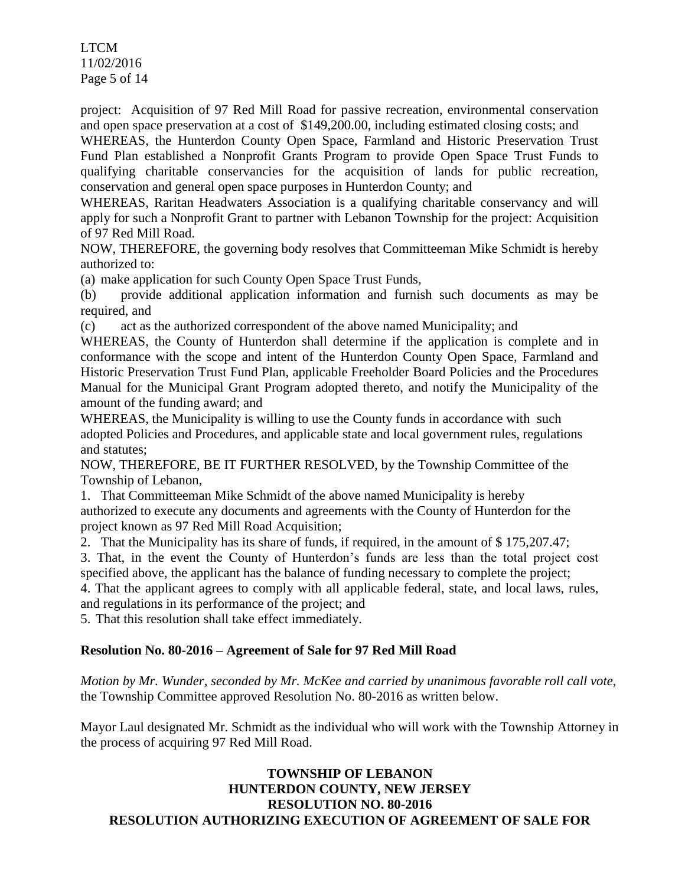project: Acquisition of 97 Red Mill Road for passive recreation, environmental conservation and open space preservation at a cost of $149,200.00, including estimated closing costs; and

WHEREAS, the Hunterdon County Open Space, Farmland and Historic Preservation Trust Fund Plan established a Nonprofit Grants Program to provide Open Space Trust Funds to qualifying charitable conservancies for the acquisition of lands for public recreation, conservation and general open space purposes in Hunterdon County; and

WHEREAS, Raritan Headwaters Association is a qualifying charitable conservancy and will apply for such a Nonprofit Grant to partner with Lebanon Township for the project: Acquisition of 97 Red Mill Road.

NOW, THEREFORE, the governing body resolves that Committeeman Mike Schmidt is hereby authorized to:

(a) make application for such County Open Space Trust Funds,

(b) provide additional application information and furnish such documents as may be required, and

(c) act as the authorized correspondent of the above named Municipality; and

WHEREAS, the County of Hunterdon shall determine if the application is complete and in conformance with the scope and intent of the Hunterdon County Open Space, Farmland and Historic Preservation Trust Fund Plan, applicable Freeholder Board Policies and the Procedures Manual for the Municipal Grant Program adopted thereto, and notify the Municipality of the amount of the funding award; and

WHEREAS, the Municipality is willing to use the County funds in accordance with such adopted Policies and Procedures, and applicable state and local government rules, regulations and statutes;

NOW, THEREFORE, BE IT FURTHER RESOLVED, by the Township Committee of the Township of Lebanon,

1. That Committeeman Mike Schmidt of the above named Municipality is hereby authorized to execute any documents and agreements with the County of Hunterdon for the project known as 97 Red Mill Road Acquisition;
2. That the Municipality has its share of funds, if required, in the amount of $ 175,207.47;
3. That, in the event the County of Hunterdon's funds are less than the total project cost specified above, the applicant has the balance of funding necessary to complete the project;
4. That the applicant agrees to comply with all applicable federal, state, and local laws, rules, and regulations in its performance of the project; and
5. That this resolution shall take effect immediately.

**Resolution No. 80-2016 – Agreement of Sale for 97 Red Mill Road**

*Motion by Mr. Wunder, seconded by Mr. McKee and carried by unanimous favorable roll call vote*, the Township Committee approved Resolution No. 80-2016 as written below.

Mayor Laul designated Mr. Schmidt as the individual who will work with the Township Attorney in the process of acquiring 97 Red Mill Road.

**TOWNSHIP OF LEBANON**
**HUNTERDON COUNTY, NEW JERSEY**
**RESOLUTION NO. 80-2016**
**RESOLUTION AUTHORIZING EXECUTION OF AGREEMENT OF SALE FOR**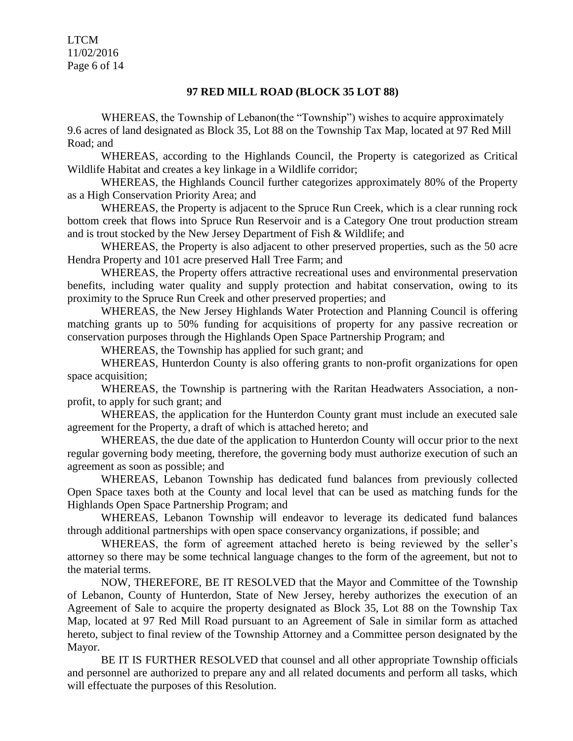**97 RED MILL ROAD (BLOCK 35 LOT 88)**

WHEREAS, the Township of Lebanon(the "Township") wishes to acquire approximately 9.6 acres of land designated as Block 35, Lot 88 on the Township Tax Map, located at 97 Red Mill Road; and

WHEREAS, according to the Highlands Council, the Property is categorized as Critical Wildlife Habitat and creates a key linkage in a Wildlife corridor;

WHEREAS, the Highlands Council further categorizes approximately 80% of the Property as a High Conservation Priority Area; and

WHEREAS, the Property is adjacent to the Spruce Run Creek, which is a clear running rock bottom creek that flows into Spruce Run Reservoir and is a Category One trout production stream and is trout stocked by the New Jersey Department of Fish & Wildlife; and

WHEREAS, the Property is also adjacent to other preserved properties, such as the 50 acre Hendra Property and 101 acre preserved Hall Tree Farm; and

WHEREAS, the Property offers attractive recreational uses and environmental preservation benefits, including water quality and supply protection and habitat conservation, owing to its proximity to the Spruce Run Creek and other preserved properties; and

WHEREAS, the New Jersey Highlands Water Protection and Planning Council is offering matching grants up to 50% funding for acquisitions of property for any passive recreation or conservation purposes through the Highlands Open Space Partnership Program; and

WHEREAS, the Township has applied for such grant; and

WHEREAS, Hunterdon County is also offering grants to non-profit organizations for open space acquisition;

WHEREAS, the Township is partnering with the Raritan Headwaters Association, a non-profit, to apply for such grant; and

WHEREAS, the application for the Hunterdon County grant must include an executed sale agreement for the Property, a draft of which is attached hereto; and

WHEREAS, the due date of the application to Hunterdon County will occur prior to the next regular governing body meeting, therefore, the governing body must authorize execution of such an agreement as soon as possible; and

WHEREAS, Lebanon Township has dedicated fund balances from previously collected Open Space taxes both at the County and local level that can be used as matching funds for the Highlands Open Space Partnership Program; and

WHEREAS, Lebanon Township will endeavor to leverage its dedicated fund balances through additional partnerships with open space conservancy organizations, if possible; and

WHEREAS, the form of agreement attached hereto is being reviewed by the seller's attorney so there may be some technical language changes to the form of the agreement, but not to the material terms.

NOW, THEREFORE, BE IT RESOLVED that the Mayor and Committee of the Township of Lebanon, County of Hunterdon, State of New Jersey, hereby authorizes the execution of an Agreement of Sale to acquire the property designated as Block 35, Lot 88 on the Township Tax Map, located at 97 Red Mill Road pursuant to an Agreement of Sale in similar form as attached hereto, subject to final review of the Township Attorney and a Committee person designated by the Mayor.

BE IT IS FURTHER RESOLVED that counsel and all other appropriate Township officials and personnel are authorized to prepare any and all related documents and perform all tasks, which will effectuate the purposes of this Resolution.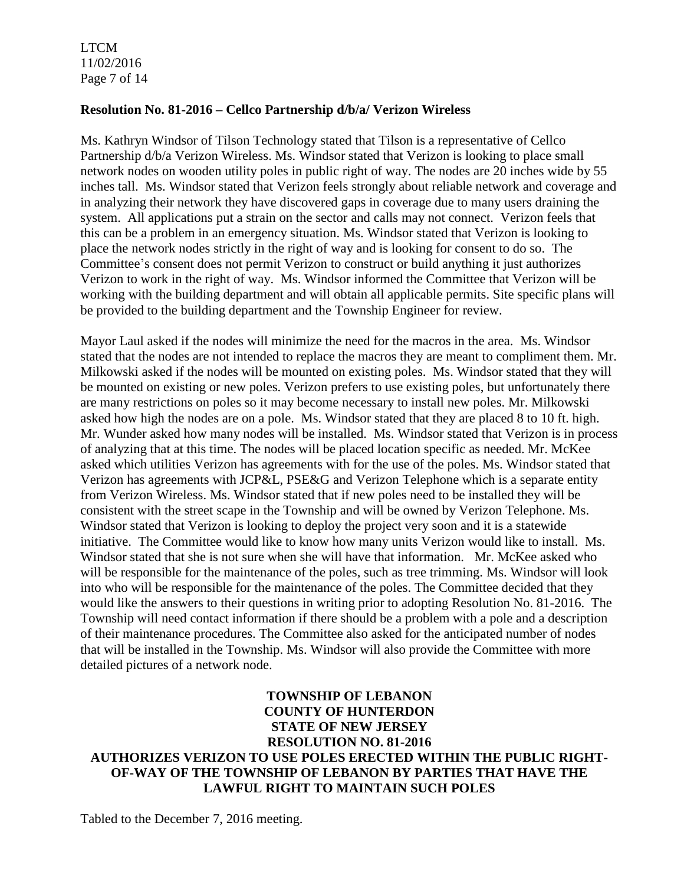**Resolution No. 81-2016 – Cellco Partnership d/b/a/ Verizon Wireless**

Ms. Kathryn Windsor of Tilson Technology stated that Tilson is a representative of Cellco Partnership d/b/a Verizon Wireless. Ms. Windsor stated that Verizon is looking to place small network nodes on wooden utility poles in public right of way. The nodes are 20 inches wide by 55 inches tall. Ms. Windsor stated that Verizon feels strongly about reliable network and coverage and in analyzing their network they have discovered gaps in coverage due to many users draining the system. All applications put a strain on the sector and calls may not connect. Verizon feels that this can be a problem in an emergency situation. Ms. Windsor stated that Verizon is looking to place the network nodes strictly in the right of way and is looking for consent to do so. The Committee's consent does not permit Verizon to construct or build anything it just authorizes Verizon to work in the right of way. Ms. Windsor informed the Committee that Verizon will be working with the building department and will obtain all applicable permits. Site specific plans will be provided to the building department and the Township Engineer for review.

Mayor Laul asked if the nodes will minimize the need for the macros in the area. Ms. Windsor stated that the nodes are not intended to replace the macros they are meant to compliment them. Mr. Milkowski asked if the nodes will be mounted on existing poles. Ms. Windsor stated that they will be mounted on existing or new poles. Verizon prefers to use existing poles, but unfortunately there are many restrictions on poles so it may become necessary to install new poles. Mr. Milkowski asked how high the nodes are on a pole. Ms. Windsor stated that they are placed 8 to 10 ft. high. Mr. Wunder asked how many nodes will be installed. Ms. Windsor stated that Verizon is in process of analyzing that at this time. The nodes will be placed location specific as needed. Mr. McKee asked which utilities Verizon has agreements with for the use of the poles. Ms. Windsor stated that Verizon has agreements with JCP&L, PSE&G and Verizon Telephone which is a separate entity from Verizon Wireless. Ms. Windsor stated that if new poles need to be installed they will be consistent with the street scape in the Township and will be owned by Verizon Telephone. Ms. Windsor stated that Verizon is looking to deploy the project very soon and it is a statewide initiative. The Committee would like to know how many units Verizon would like to install. Ms. Windsor stated that she is not sure when she will have that information. Mr. McKee asked who will be responsible for the maintenance of the poles, such as tree trimming. Ms. Windsor will look into who will be responsible for the maintenance of the poles. The Committee decided that they would like the answers to their questions in writing prior to adopting Resolution No. 81-2016. The Township will need contact information if there should be a problem with a pole and a description of their maintenance procedures. The Committee also asked for the anticipated number of nodes that will be installed in the Township. Ms. Windsor will also provide the Committee with more detailed pictures of a network node.

**TOWNSHIP OF LEBANON**
**COUNTY OF HUNTERDON**
**STATE OF NEW JERSEY**
**RESOLUTION NO. 81-2016**
**AUTHORIZES VERIZON TO USE POLES ERECTED WITHIN THE PUBLIC RIGHT-OF-WAY OF THE TOWNSHIP OF LEBANON BY PARTIES THAT HAVE THE LAWFUL RIGHT TO MAINTAIN SUCH POLES**

Tabled to the December 7, 2016 meeting.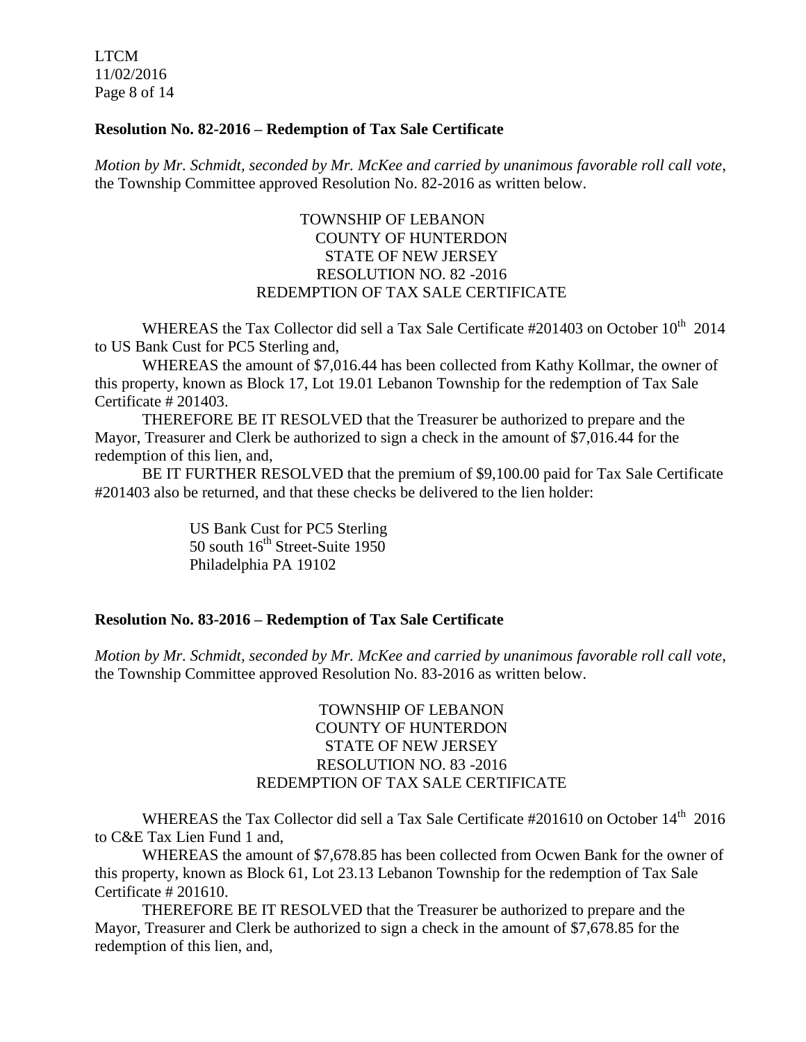**Resolution No. 82-2016 – Redemption of Tax Sale Certificate**

*Motion by Mr. Schmidt, seconded by Mr. McKee and carried by unanimous favorable roll call vote*, the Township Committee approved Resolution No. 82-2016 as written below.

TOWNSHIP OF LEBANON
COUNTY OF HUNTERDON
STATE OF NEW JERSEY
RESOLUTION NO. 82 -2016
REDEMPTION OF TAX SALE CERTIFICATE

WHEREAS the Tax Collector did sell a Tax Sale Certificate #201403 on October 10th 2014 to US Bank Cust for PC5 Sterling and,

WHEREAS the amount of $7,016.44 has been collected from Kathy Kollmar, the owner of this property, known as Block 17, Lot 19.01 Lebanon Township for the redemption of Tax Sale Certificate # 201403.

THEREFORE BE IT RESOLVED that the Treasurer be authorized to prepare and the Mayor, Treasurer and Clerk be authorized to sign a check in the amount of $7,016.44 for the redemption of this lien, and,

BE IT FURTHER RESOLVED that the premium of $9,100.00 paid for Tax Sale Certificate #201403 also be returned, and that these checks be delivered to the lien holder:

US Bank Cust for PC5 Sterling
50 south 16th Street-Suite 1950
Philadelphia PA 19102

**Resolution No. 83-2016 – Redemption of Tax Sale Certificate**

*Motion by Mr. Schmidt, seconded by Mr. McKee and carried by unanimous favorable roll call vote*, the Township Committee approved Resolution No. 83-2016 as written below.

TOWNSHIP OF LEBANON
COUNTY OF HUNTERDON
STATE OF NEW JERSEY
RESOLUTION NO. 83 -2016
REDEMPTION OF TAX SALE CERTIFICATE

WHEREAS the Tax Collector did sell a Tax Sale Certificate #201610 on October 14th 2016 to C&E Tax Lien Fund 1 and,

WHEREAS the amount of $7,678.85 has been collected from Ocwen Bank for the owner of this property, known as Block 61, Lot 23.13 Lebanon Township for the redemption of Tax Sale Certificate # 201610.

THEREFORE BE IT RESOLVED that the Treasurer be authorized to prepare and the Mayor, Treasurer and Clerk be authorized to sign a check in the amount of $7,678.85 for the redemption of this lien, and,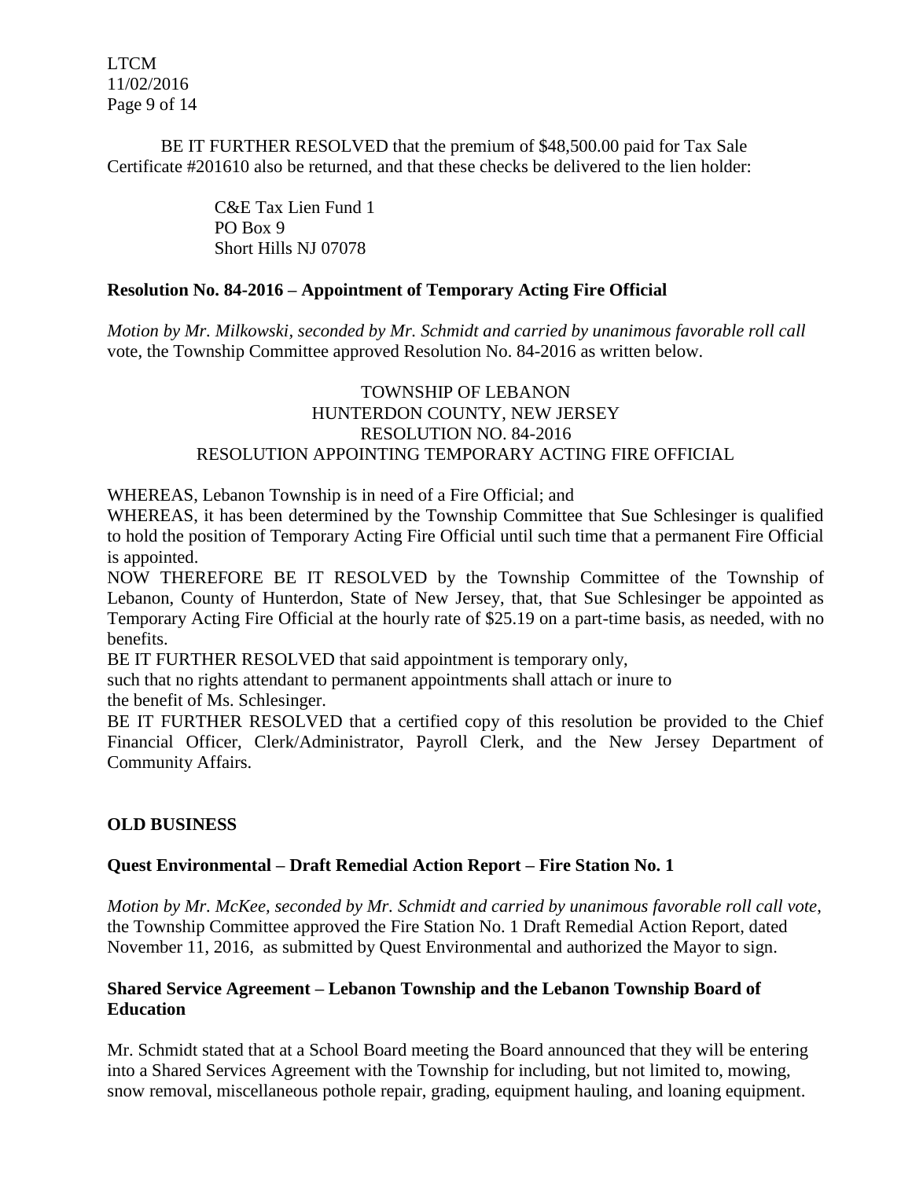BE IT FURTHER RESOLVED that the premium of $48,500.00 paid for Tax Sale Certificate #201610 also be returned, and that these checks be delivered to the lien holder:

C&E Tax Lien Fund 1
PO Box 9
Short Hills NJ 07078

**Resolution No. 84-2016 – Appointment of Temporary Acting Fire Official**

*Motion by Mr. Milkowski, seconded by Mr. Schmidt and carried by unanimous favorable roll call* vote, the Township Committee approved Resolution No. 84-2016 as written below.

TOWNSHIP OF LEBANON
HUNTERDON COUNTY, NEW JERSEY
RESOLUTION NO. 84-2016
RESOLUTION APPOINTING TEMPORARY ACTING FIRE OFFICIAL

WHEREAS, Lebanon Township is in need of a Fire Official; and

WHEREAS, it has been determined by the Township Committee that Sue Schlesinger is qualified to hold the position of Temporary Acting Fire Official until such time that a permanent Fire Official is appointed.

NOW THEREFORE BE IT RESOLVED by the Township Committee of the Township of Lebanon, County of Hunterdon, State of New Jersey, that, that Sue Schlesinger be appointed as Temporary Acting Fire Official at the hourly rate of $25.19 on a part-time basis, as needed, with no benefits.

BE IT FURTHER RESOLVED that said appointment is temporary only, such that no rights attendant to permanent appointments shall attach or inure to the benefit of Ms. Schlesinger.

BE IT FURTHER RESOLVED that a certified copy of this resolution be provided to the Chief Financial Officer, Clerk/Administrator, Payroll Clerk, and the New Jersey Department of Community Affairs.

**OLD BUSINESS**

**Quest Environmental – Draft Remedial Action Report – Fire Station No. 1**

*Motion by Mr. McKee, seconded by Mr. Schmidt and carried by unanimous favorable roll call vote*, the Township Committee approved the Fire Station No. 1 Draft Remedial Action Report, dated November 11, 2016, as submitted by Quest Environmental and authorized the Mayor to sign.

**Shared Service Agreement – Lebanon Township and the Lebanon Township Board of Education**

Mr. Schmidt stated that at a School Board meeting the Board announced that they will be entering into a Shared Services Agreement with the Township for including, but not limited to, mowing, snow removal, miscellaneous pothole repair, grading, equipment hauling, and loaning equipment.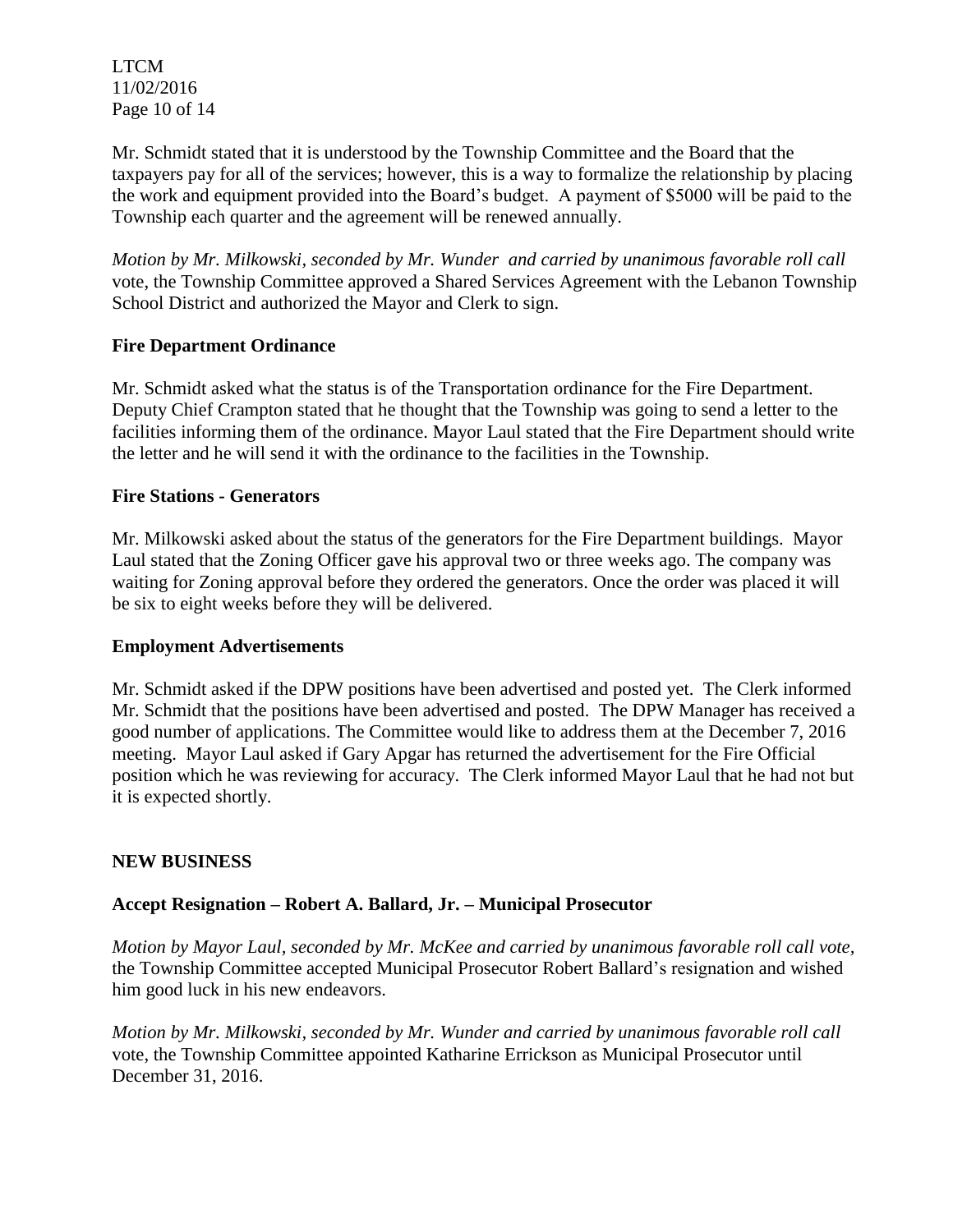Mr. Schmidt stated that it is understood by the Township Committee and the Board that the taxpayers pay for all of the services; however, this is a way to formalize the relationship by placing the work and equipment provided into the Board's budget. A payment of $5000 will be paid to the Township each quarter and the agreement will be renewed annually.

*Motion by Mr. Milkowski, seconded by Mr. Wunder and carried by unanimous favorable roll call* vote, the Township Committee approved a Shared Services Agreement with the Lebanon Township School District and authorized the Mayor and Clerk to sign.

**Fire Department Ordinance**

Mr. Schmidt asked what the status is of the Transportation ordinance for the Fire Department. Deputy Chief Crampton stated that he thought that the Township was going to send a letter to the facilities informing them of the ordinance. Mayor Laul stated that the Fire Department should write the letter and he will send it with the ordinance to the facilities in the Township.

**Fire Stations - Generators**

Mr. Milkowski asked about the status of the generators for the Fire Department buildings. Mayor Laul stated that the Zoning Officer gave his approval two or three weeks ago. The company was waiting for Zoning approval before they ordered the generators. Once the order was placed it will be six to eight weeks before they will be delivered.

**Employment Advertisements**

Mr. Schmidt asked if the DPW positions have been advertised and posted yet. The Clerk informed Mr. Schmidt that the positions have been advertised and posted. The DPW Manager has received a good number of applications. The Committee would like to address them at the December 7, 2016 meeting. Mayor Laul asked if Gary Apgar has returned the advertisement for the Fire Official position which he was reviewing for accuracy. The Clerk informed Mayor Laul that he had not but it is expected shortly.

**NEW BUSINESS**

**Accept Resignation – Robert A. Ballard, Jr. – Municipal Prosecutor**

*Motion by Mayor Laul, seconded by Mr. McKee and carried by unanimous favorable roll call vote*, the Township Committee accepted Municipal Prosecutor Robert Ballard's resignation and wished him good luck in his new endeavors.

*Motion by Mr. Milkowski, seconded by Mr. Wunder and carried by unanimous favorable roll call* vote, the Township Committee appointed Katharine Errickson as Municipal Prosecutor until December 31, 2016.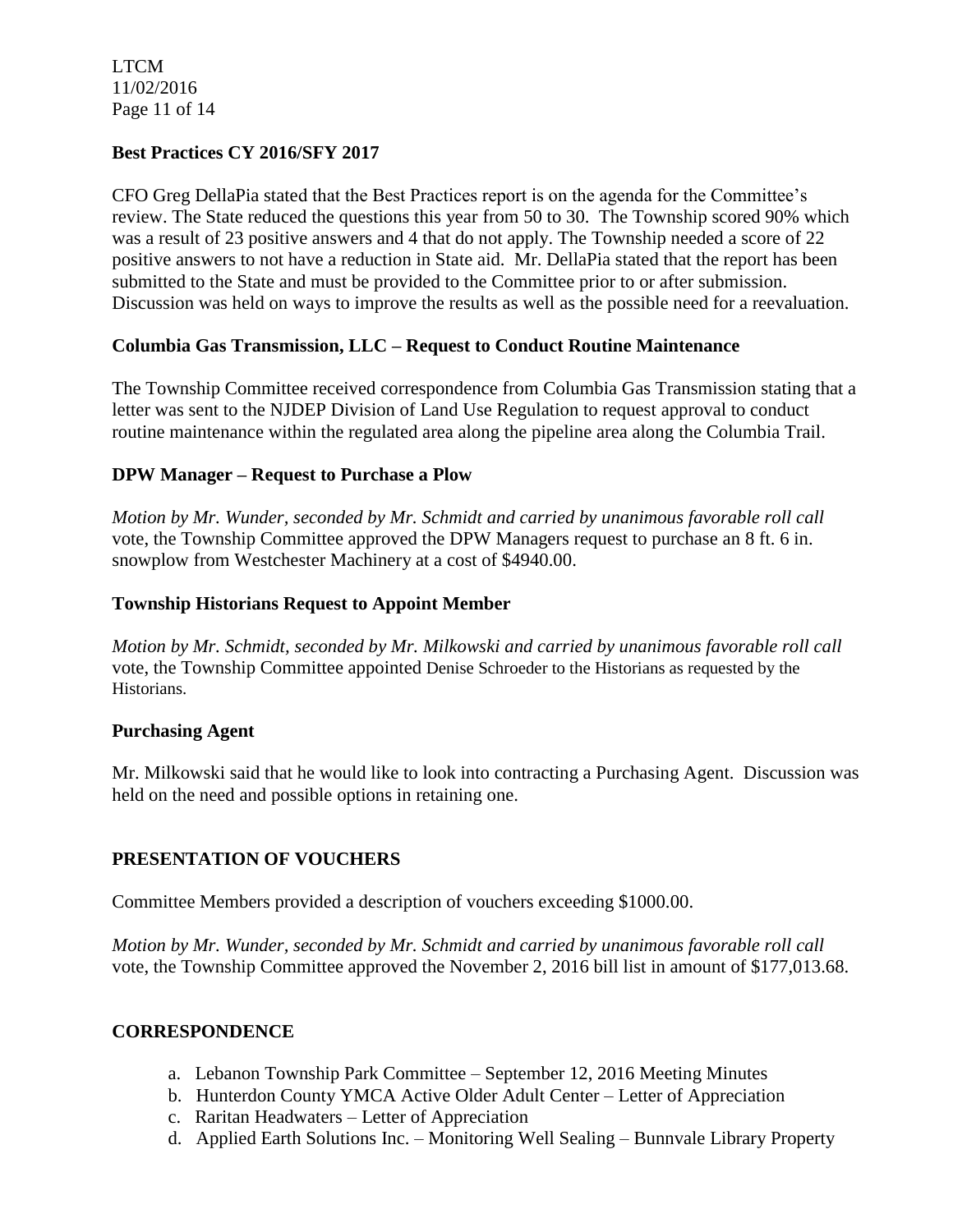**Best Practices CY 2016/SFY 2017**

CFO Greg DellaPia stated that the Best Practices report is on the agenda for the Committee's review. The State reduced the questions this year from 50 to 30. The Township scored 90% which was a result of 23 positive answers and 4 that do not apply. The Township needed a score of 22 positive answers to not have a reduction in State aid. Mr. DellaPia stated that the report has been submitted to the State and must be provided to the Committee prior to or after submission. Discussion was held on ways to improve the results as well as the possible need for a reevaluation.

**Columbia Gas Transmission, LLC – Request to Conduct Routine Maintenance**

The Township Committee received correspondence from Columbia Gas Transmission stating that a letter was sent to the NJDEP Division of Land Use Regulation to request approval to conduct routine maintenance within the regulated area along the pipeline area along the Columbia Trail.

**DPW Manager – Request to Purchase a Plow**

*Motion by Mr. Wunder, seconded by Mr. Schmidt and carried by unanimous favorable roll call* vote, the Township Committee approved the DPW Managers request to purchase an 8 ft. 6 in. snowplow from Westchester Machinery at a cost of $4940.00.

**Township Historians Request to Appoint Member**

*Motion by Mr. Schmidt, seconded by Mr. Milkowski and carried by unanimous favorable roll call* vote, the Township Committee appointed Denise Schroeder to the Historians as requested by the Historians.

**Purchasing Agent**

Mr. Milkowski said that he would like to look into contracting a Purchasing Agent. Discussion was held on the need and possible options in retaining one.

**PRESENTATION OF VOUCHERS**

Committee Members provided a description of vouchers exceeding $1000.00.

*Motion by Mr. Wunder, seconded by Mr. Schmidt and carried by unanimous favorable roll call* vote, the Township Committee approved the November 2, 2016 bill list in amount of $177,013.68.

**CORRESPONDENCE**

a. Lebanon Township Park Committee – September 12, 2016 Meeting Minutes
b. Hunterdon County YMCA Active Older Adult Center – Letter of Appreciation
c. Raritan Headwaters – Letter of Appreciation
d. Applied Earth Solutions Inc. – Monitoring Well Sealing – Bunnvale Library Property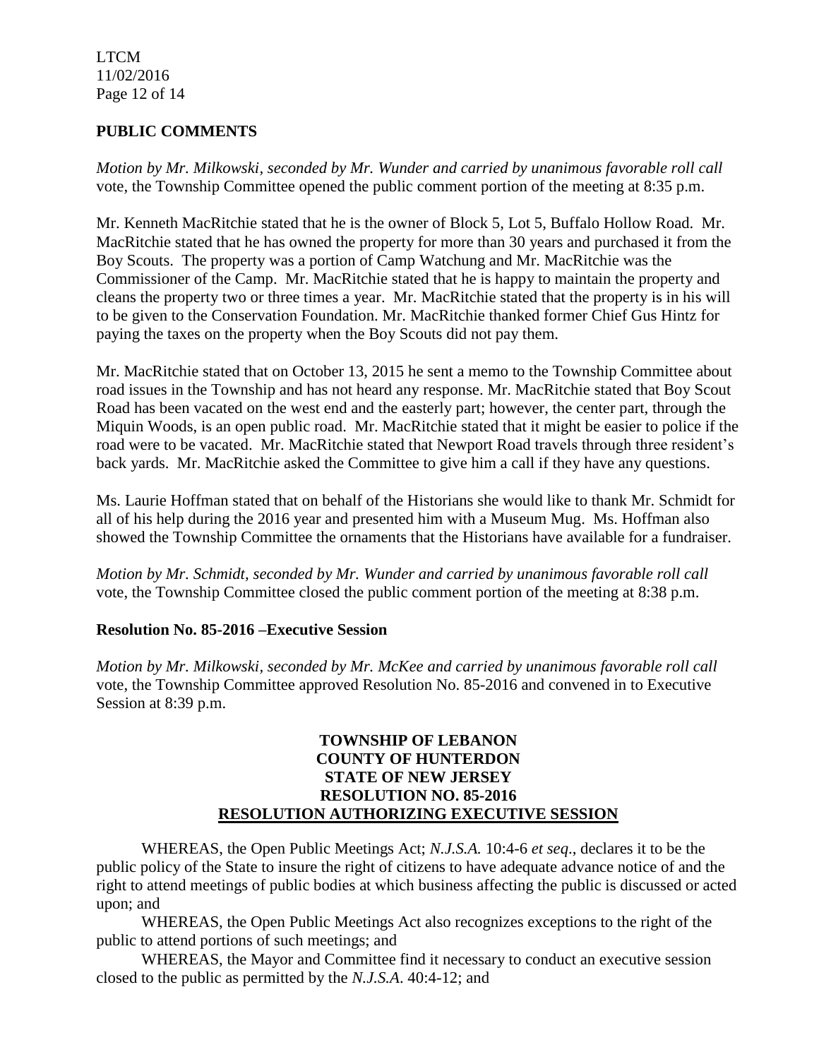## PUBLIC COMMENTS

*Motion by Mr. Milkowski, seconded by Mr. Wunder and carried by unanimous favorable roll call* vote, the Township Committee opened the public comment portion of the meeting at 8:35 p.m.

Mr. Kenneth MacRitchie stated that he is the owner of Block 5, Lot 5, Buffalo Hollow Road. Mr. MacRitchie stated that he has owned the property for more than 30 years and purchased it from the Boy Scouts. The property was a portion of Camp Watchung and Mr. MacRitchie was the Commissioner of the Camp. Mr. MacRitchie stated that he is happy to maintain the property and cleans the property two or three times a year. Mr. MacRitchie stated that the property is in his will to be given to the Conservation Foundation. Mr. MacRitchie thanked former Chief Gus Hintz for paying the taxes on the property when the Boy Scouts did not pay them.

Mr. MacRitchie stated that on October 13, 2015 he sent a memo to the Township Committee about road issues in the Township and has not heard any response. Mr. MacRitchie stated that Boy Scout Road has been vacated on the west end and the easterly part; however, the center part, through the Miquin Woods, is an open public road. Mr. MacRitchie stated that it might be easier to police if the road were to be vacated. Mr. MacRitchie stated that Newport Road travels through three resident's back yards. Mr. MacRitchie asked the Committee to give him a call if they have any questions.

Ms. Laurie Hoffman stated that on behalf of the Historians she would like to thank Mr. Schmidt for all of his help during the 2016 year and presented him with a Museum Mug. Ms. Hoffman also showed the Township Committee the ornaments that the Historians have available for a fundraiser.

*Motion by Mr. Schmidt, seconded by Mr. Wunder and carried by unanimous favorable roll call* vote, the Township Committee closed the public comment portion of the meeting at 8:38 p.m.

### Resolution No. 85-2016 –Executive Session

*Motion by Mr. Milkowski, seconded by Mr. McKee and carried by unanimous favorable roll call* vote, the Township Committee approved Resolution No. 85-2016 and convened in to Executive Session at 8:39 p.m.

**TOWNSHIP OF LEBANON**
**COUNTY OF HUNTERDON**
**STATE OF NEW JERSEY**
**RESOLUTION NO. 85-2016**
**RESOLUTION AUTHORIZING EXECUTIVE SESSION**

WHEREAS, the Open Public Meetings Act; *N.J.S.A.* 10:4-6 *et seq*., declares it to be the public policy of the State to insure the right of citizens to have adequate advance notice of and the right to attend meetings of public bodies at which business affecting the public is discussed or acted upon; and

WHEREAS, the Open Public Meetings Act also recognizes exceptions to the right of the public to attend portions of such meetings; and

WHEREAS, the Mayor and Committee find it necessary to conduct an executive session closed to the public as permitted by the *N.J.S.A*. 40:4-12; and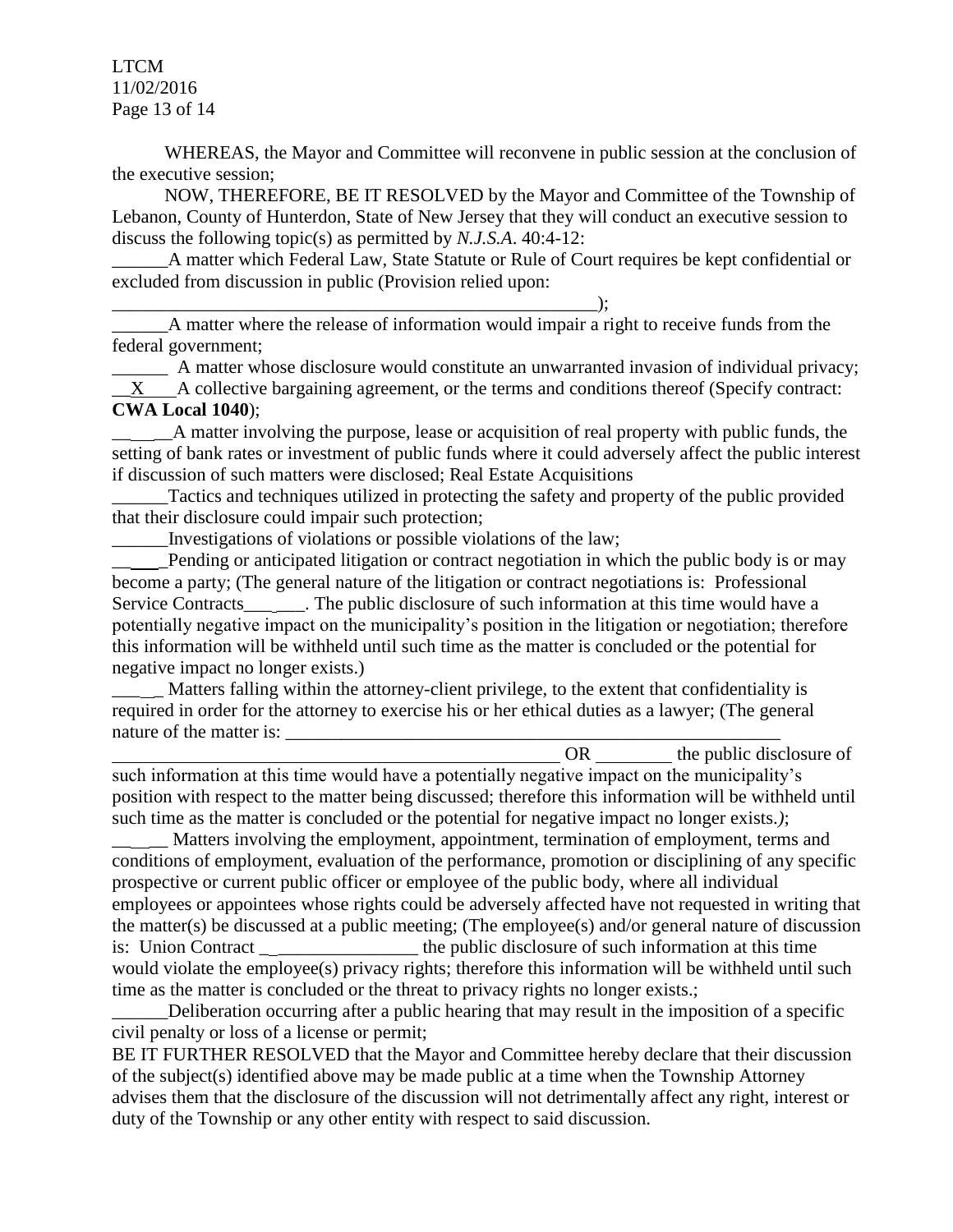WHEREAS, the Mayor and Committee will reconvene in public session at the conclusion of the executive session;

NOW, THEREFORE, BE IT RESOLVED by the Mayor and Committee of the Township of Lebanon, County of Hunterdon, State of New Jersey that they will conduct an executive session to discuss the following topic(s) as permitted by *N.J.S.A*. 40:4-12:

______A matter which Federal Law, State Statute or Rule of Court requires be kept confidential or excluded from discussion in public (Provision relied upon: ______________________________________________________);

______A matter where the release of information would impair a right to receive funds from the federal government;

______ A matter whose disclosure would constitute an unwarranted invasion of individual privacy;

__X___A collective bargaining agreement, or the terms and conditions thereof (Specify contract: **CWA Local 1040**);

______A matter involving the purpose, lease or acquisition of real property with public funds, the setting of bank rates or investment of public funds where it could adversely affect the public interest if discussion of such matters were disclosed; Real Estate Acquisitions

______Tactics and techniques utilized in protecting the safety and property of the public provided that their disclosure could impair such protection;

______Investigations of violations or possible violations of the law;

______Pending or anticipated litigation or contract negotiation in which the public body is or may become a party; (The general nature of the litigation or contract negotiations is: Professional Service Contracts_______. The public disclosure of such information at this time would have a potentially negative impact on the municipality's position in the litigation or negotiation; therefore this information will be withheld until such time as the matter is concluded or the potential for negative impact no longer exists.)

______ Matters falling within the attorney-client privilege, to the extent that confidentiality is required in order for the attorney to exercise his or her ethical duties as a lawyer; (The general nature of the matter is: ___________________________________________________________ ___________________________________________________ OR ________ the public disclosure of such information at this time would have a potentially negative impact on the municipality's position with respect to the matter being discussed; therefore this information will be withheld until such time as the matter is concluded or the potential for negative impact no longer exists.*)*;

______ Matters involving the employment, appointment, termination of employment, terms and conditions of employment, evaluation of the performance, promotion or disciplining of any specific prospective or current public officer or employee of the public body, where all individual employees or appointees whose rights could be adversely affected have not requested in writing that the matter(s) be discussed at a public meeting; (The employee(s) and/or general nature of discussion is: Union Contract _________________ the public disclosure of such information at this time would violate the employee(s) privacy rights; therefore this information will be withheld until such time as the matter is concluded or the threat to privacy rights no longer exists.;

______Deliberation occurring after a public hearing that may result in the imposition of a specific civil penalty or loss of a license or permit;

BE IT FURTHER RESOLVED that the Mayor and Committee hereby declare that their discussion of the subject(s) identified above may be made public at a time when the Township Attorney advises them that the disclosure of the discussion will not detrimentally affect any right, interest or duty of the Township or any other entity with respect to said discussion.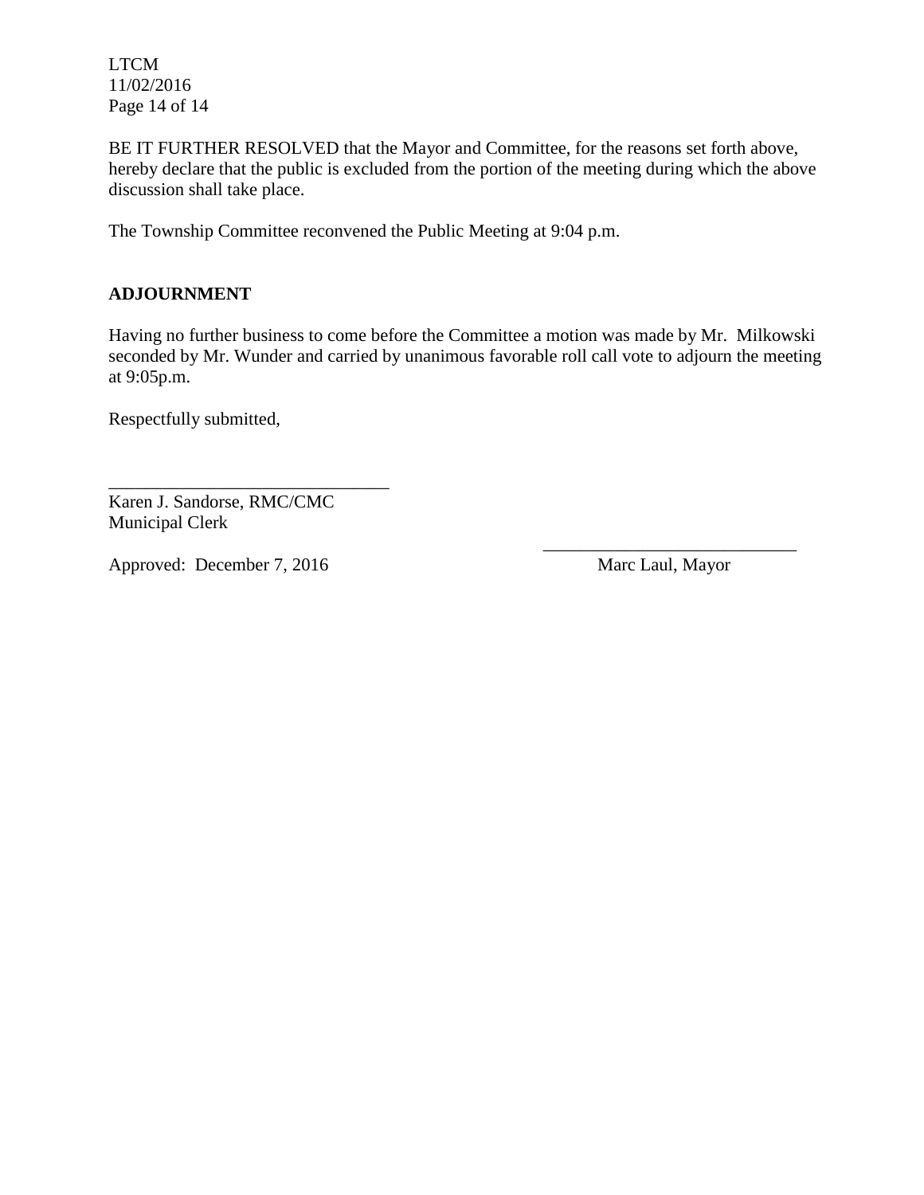BE IT FURTHER RESOLVED that the Mayor and Committee, for the reasons set forth above, hereby declare that the public is excluded from the portion of the meeting during which the above discussion shall take place.

The Township Committee reconvened the Public Meeting at 9:04 p.m.

**ADJOURNMENT**

Having no further business to come before the Committee a motion was made by Mr. Milkowski seconded by Mr. Wunder and carried by unanimous favorable roll call vote to adjourn the meeting at 9:05p.m.

Respectfully submitted,

\_\_\_\_\_\_\_\_\_\_\_\_\_\_\_\_\_\_\_\_\_\_\_\_\_\_\_\_\_\_
Karen J. Sandorse, RMC/CMC
Municipal Clerk

\_\_\_\_\_\_\_\_\_\_\_\_\_\_\_\_\_\_\_\_\_\_\_\_\_\_\_\_\_\_
Approved: December 7, 2016 Marc Laul, Mayor